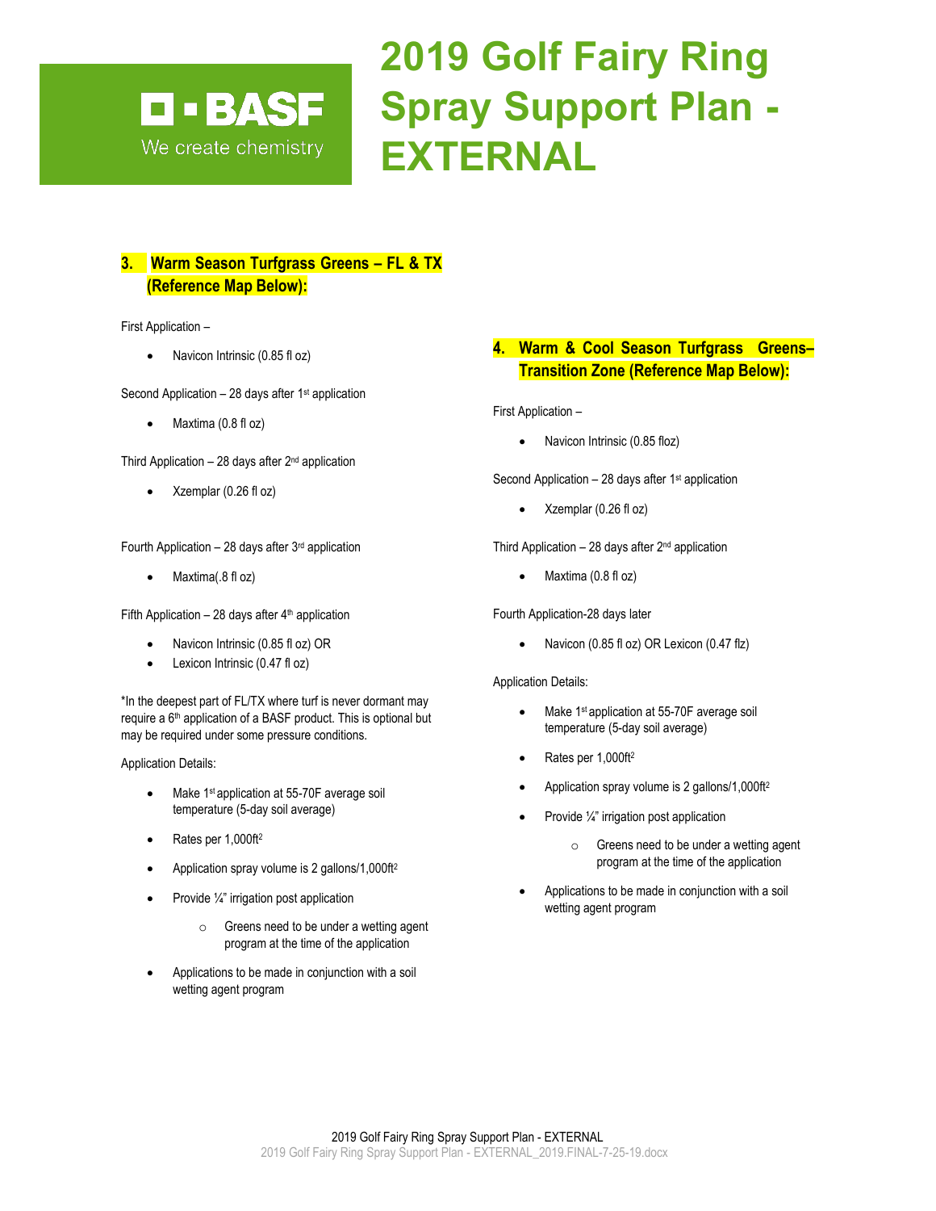BASF
We create chemistry

# 2019 Golf Fairy Ring Spray Support Plan - EXTERNAL

## 3. Warm Season Turfgrass Greens – FL & TX (Reference Map Below):

First Application –

- Navicon Intrinsic (0.85 fl oz)

Second Application – 28 days after 1st application

- Maxtima (0.8 fl oz)

Third Application – 28 days after 2nd application

- Xzemplar (0.26 fl oz)

Fourth Application – 28 days after 3rd application

- Maxtima(.8 fl oz)

Fifth Application – 28 days after 4th application

- Navicon Intrinsic (0.85 fl oz) OR
- Lexicon Intrinsic (0.47 fl oz)

*In the deepest part of FL/TX where turf is never dormant may require a 6th application of a BASF product. This is optional but may be required under some pressure conditions.

Application Details:

- Make 1st application at 55-70F average soil temperature (5-day soil average)
- Rates per 1,000ft$^2$
- Application spray volume is 2 gallons/1,000ft$^2$
- Provide ¼" irrigation post application
  - Greens need to be under a wetting agent program at the time of the application
- Applications to be made in conjunction with a soil wetting agent program

## 4. Warm & Cool Season Turfgrass Greens– Transition Zone (Reference Map Below):

First Application –

- Navicon Intrinsic (0.85 floz)

Second Application – 28 days after 1st application

- Xzemplar (0.26 fl oz)

Third Application – 28 days after 2nd application

- Maxtima (0.8 fl oz)

Fourth Application-28 days later

- Navicon (0.85 fl oz) OR Lexicon (0.47 flz)

Application Details:

- Make 1st application at 55-70F average soil temperature (5-day soil average)
- Rates per 1,000ft$^2$
- Application spray volume is 2 gallons/1,000ft$^2$
- Provide ¼" irrigation post application
  - Greens need to be under a wetting agent program at the time of the application
- Applications to be made in conjunction with a soil wetting agent program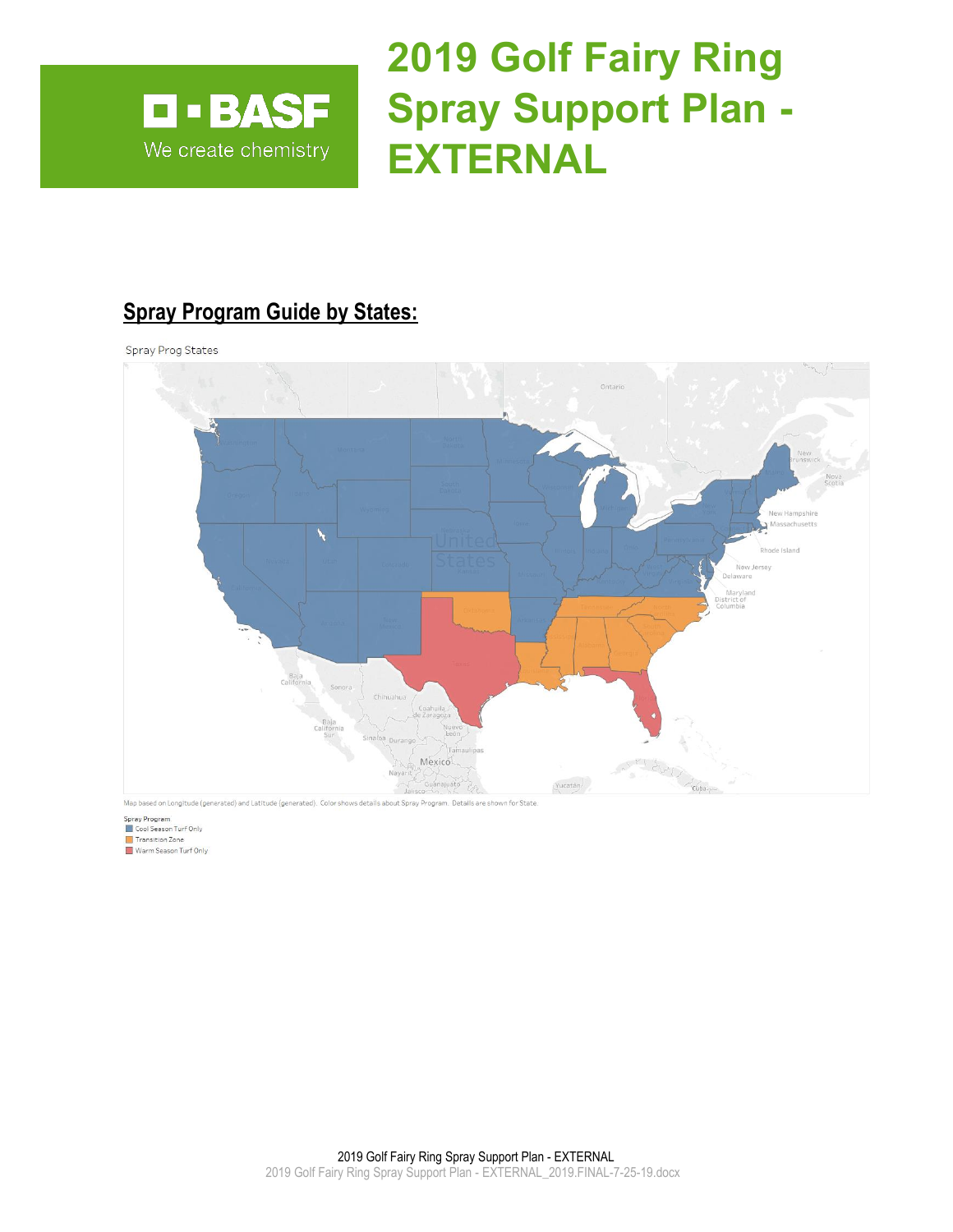# 2019 Golf Fairy Ring Spray Support Plan - EXTERNAL

## Spray Program Guide by States:

Spray Prog States

Map based on Longitude (generated) and Latitude (generated). Color shows details about Spray Program. Details are shown for State.

Spray Program
Cool Season Turf Only
Transition Zone
Warm Season Turf Only